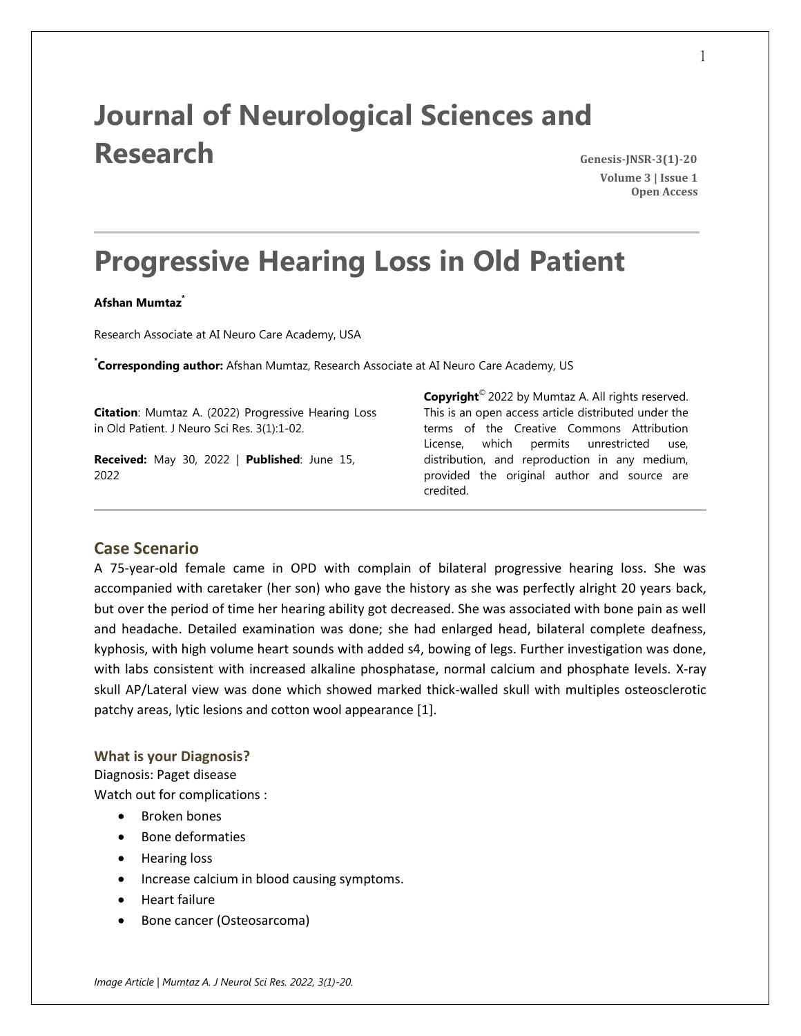# Journal of Neurological Sciences and Research

**Genesis-JNSR-3(1)-20**
**Volume 3 | Issue 1**
**Open Access**

# Progressive Hearing Loss in Old Patient

**Afshan Mumtaz***

Research Associate at AI Neuro Care Academy, USA

***Corresponding author:** Afshan Mumtaz, Research Associate at AI Neuro Care Academy, US

**Citation**: Mumtaz A. (2022) Progressive Hearing Loss in Old Patient. J Neuro Sci Res. 3(1):1-02.

**Received:** May 30, 2022 | **Published**: June 15, 2022

**Copyright**© 2022 by Mumtaz A. All rights reserved. This is an open access article distributed under the terms of the Creative Commons Attribution License, which permits unrestricted use, distribution, and reproduction in any medium, provided the original author and source are credited.

## Case Scenario

A 75-year-old female came in OPD with complain of bilateral progressive hearing loss. She was accompanied with caretaker (her son) who gave the history as she was perfectly alright 20 years back, but over the period of time her hearing ability got decreased. She was associated with bone pain as well and headache. Detailed examination was done; she had enlarged head, bilateral complete deafness, kyphosis, with high volume heart sounds with added s4, bowing of legs. Further investigation was done, with labs consistent with increased alkaline phosphatase, normal calcium and phosphate levels. X-ray skull AP/Lateral view was done which showed marked thick-walled skull with multiples osteosclerotic patchy areas, lytic lesions and cotton wool appearance [1].

### What is your Diagnosis?

Diagnosis: Paget disease

Watch out for complications :

- Broken bones
- Bone deformaties
- Hearing loss
- Increase calcium in blood causing symptoms.
- Heart failure
- Bone cancer (Osteosarcoma)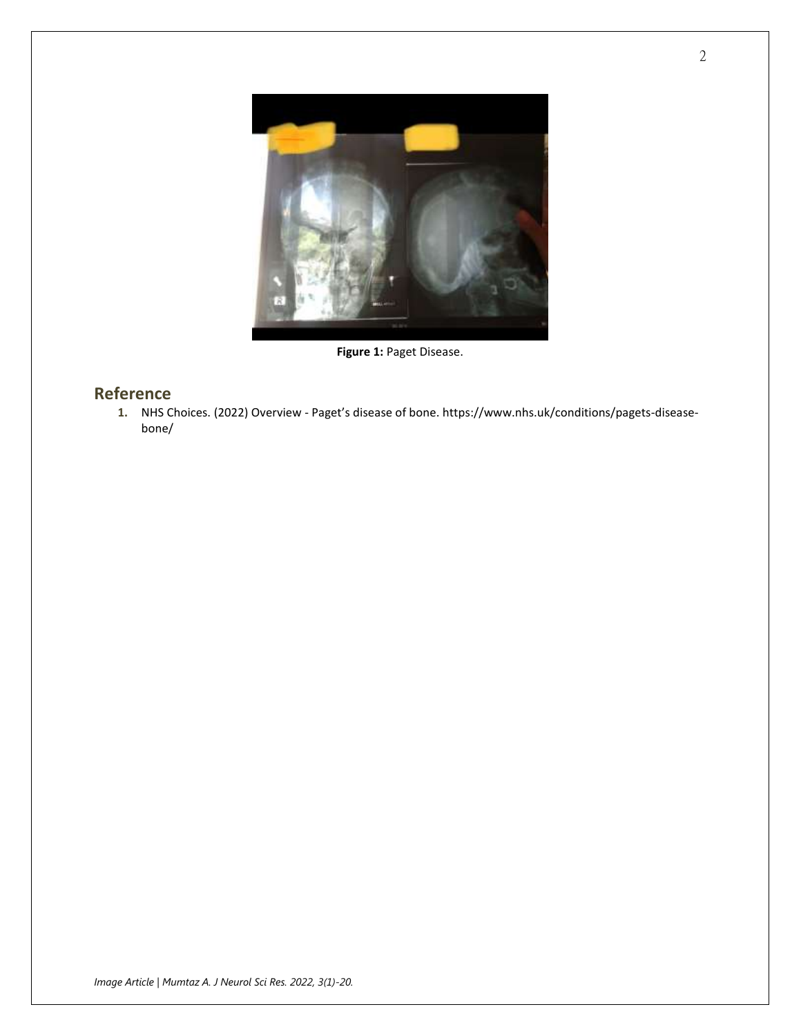**Figure 1:** Paget Disease.

## Reference

1. NHS Choices. (2022) Overview - Paget's disease of bone. https://www.nhs.uk/conditions/pagets-disease-bone/